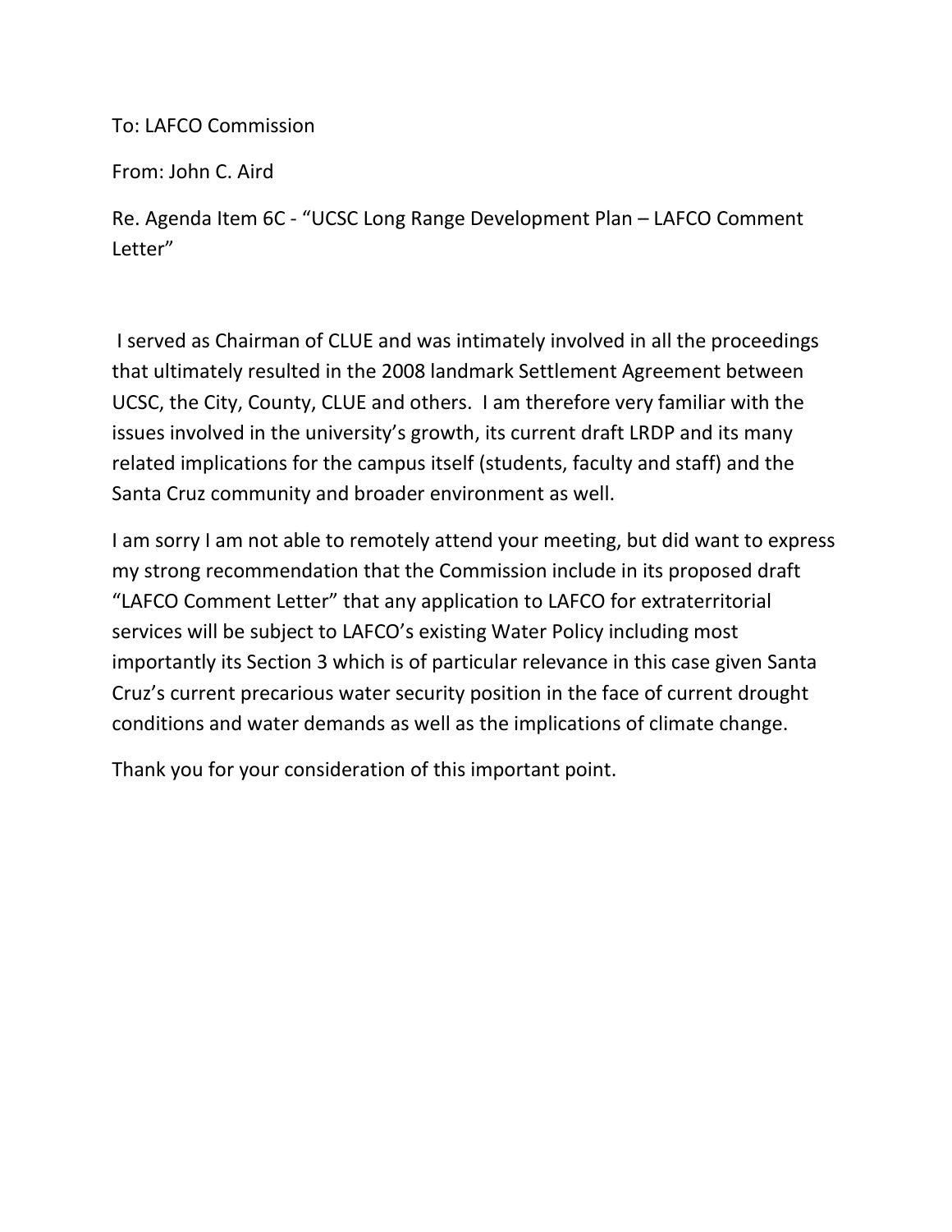To: LAFCO Commission

From: John C. Aird

Re. Agenda Item 6C - "UCSC Long Range Development Plan – LAFCO Comment Letter"

I served as Chairman of CLUE and was intimately involved in all the proceedings that ultimately resulted in the 2008 landmark Settlement Agreement between UCSC, the City, County, CLUE and others. I am therefore very familiar with the issues involved in the university's growth, its current draft LRDP and its many related implications for the campus itself (students, faculty and staff) and the Santa Cruz community and broader environment as well.

I am sorry I am not able to remotely attend your meeting, but did want to express my strong recommendation that the Commission include in its proposed draft "LAFCO Comment Letter" that any application to LAFCO for extraterritorial services will be subject to LAFCO's existing Water Policy including most importantly its Section 3 which is of particular relevance in this case given Santa Cruz's current precarious water security position in the face of current drought conditions and water demands as well as the implications of climate change.

Thank you for your consideration of this important point.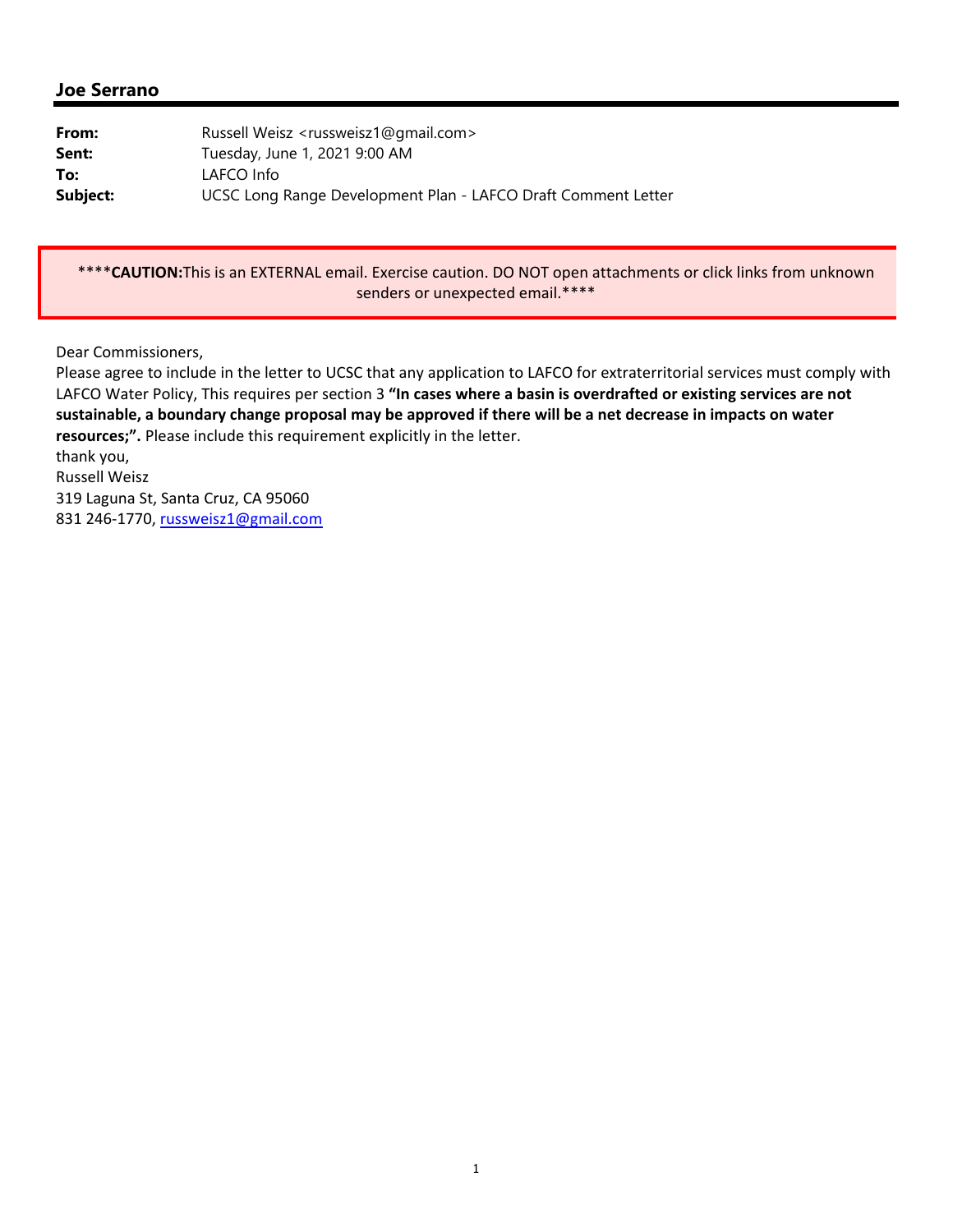## Joe Serrano

| | |
|---|---|
| **From:** | Russell Weisz <russweisz1@gmail.com> |
| **Sent:** | Tuesday, June 1, 2021 9:00 AM |
| **To:** | LAFCO Info |
| **Subject:** | UCSC Long Range Development Plan - LAFCO Draft Comment Letter |

****CAUTION:This is an EXTERNAL email. Exercise caution. DO NOT open attachments or click links from unknown senders or unexpected email.****

Dear Commissioners,
Please agree to include in the letter to UCSC that any application to LAFCO for extraterritorial services must comply with LAFCO Water Policy, This requires per section 3 **"In cases where a basin is overdrafted or existing services are not sustainable, a boundary change proposal may be approved if there will be a net decrease in impacts on water resources;".** Please include this requirement explicitly in the letter.
thank you,
Russell Weisz
319 Laguna St, Santa Cruz, CA 95060
831 246-1770, russweisz1@gmail.com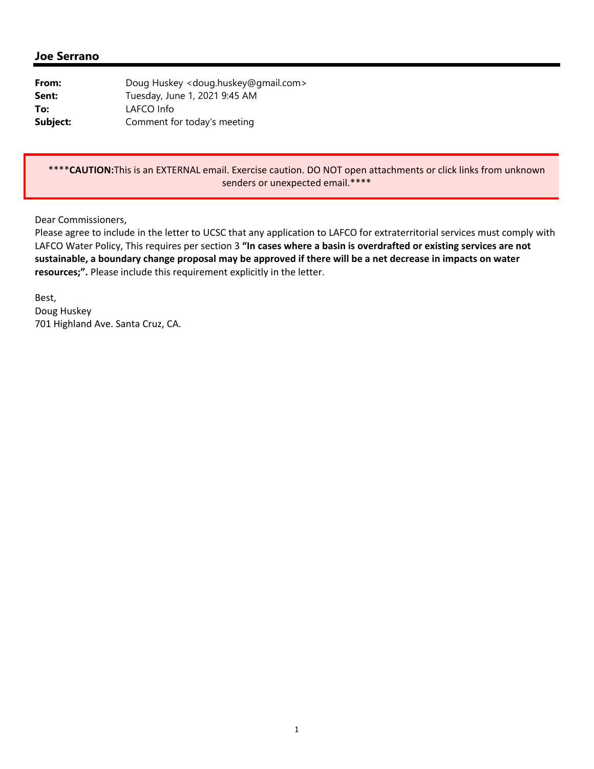## Joe Serrano

**From:** Doug Huskey <doug.huskey@gmail.com>
**Sent:** Tuesday, June 1, 2021 9:45 AM
**To:** LAFCO Info
**Subject:** Comment for today's meeting

****CAUTION:** This is an EXTERNAL email. Exercise caution. DO NOT open attachments or click links from unknown senders or unexpected email.****

Dear Commissioners,

Please agree to include in the letter to UCSC that any application to LAFCO for extraterritorial services must comply with LAFCO Water Policy, This requires per section 3 **"In cases where a basin is overdrafted or existing services are not sustainable, a boundary change proposal may be approved if there will be a net decrease in impacts on water resources;".** Please include this requirement explicitly in the letter.

Best,
Doug Huskey
701 Highland Ave. Santa Cruz, CA.